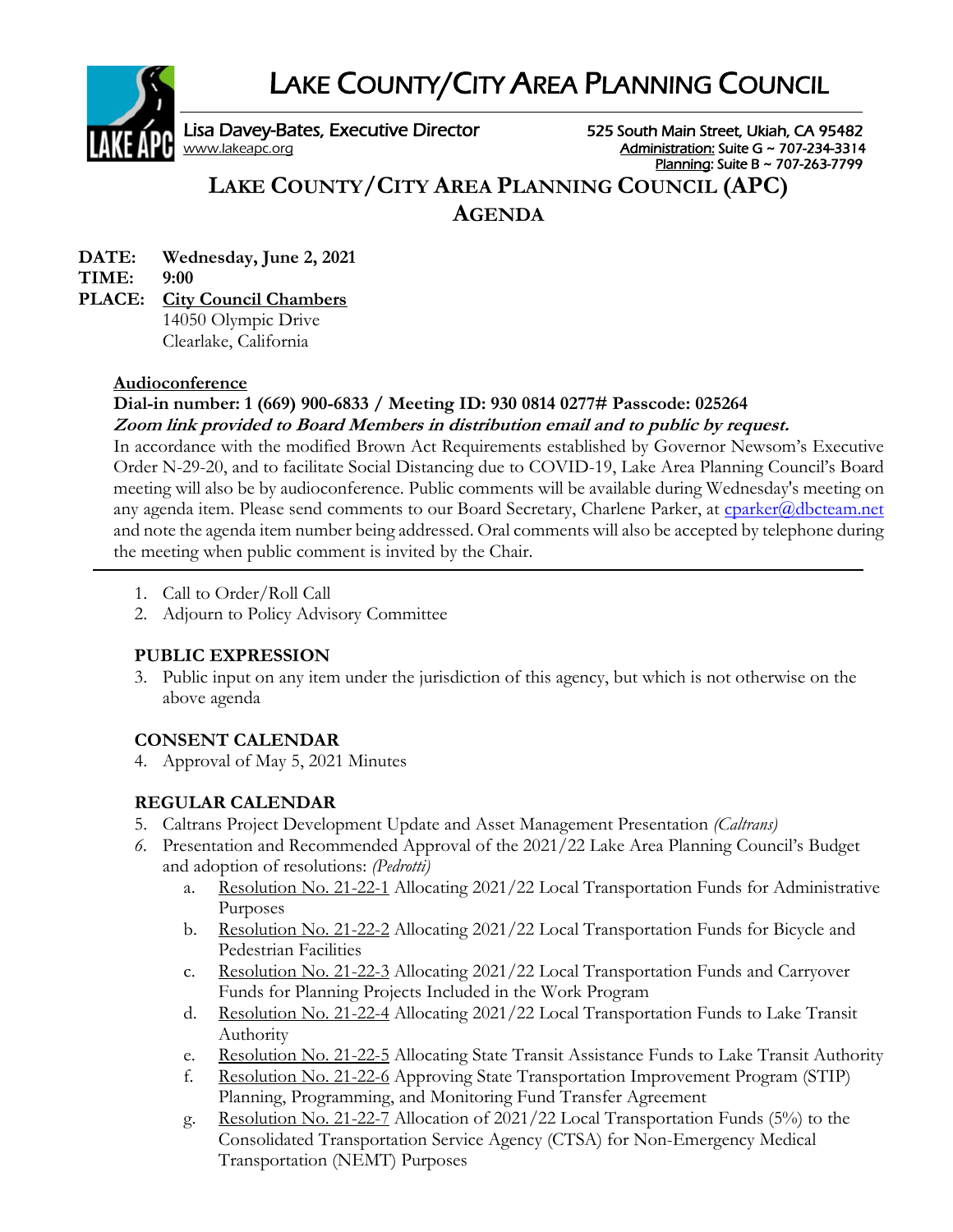# LAKE COUNTY/CITY AREA PLANNING COUNCIL

Lisa Davey-Bates, Executive Director
www.lakeapc.org

525 South Main Street, Ukiah, CA 95482
Administration: Suite G ~ 707-234-3314
Planning: Suite B ~ 707-263-7799

## LAKE COUNTY/CITY AREA PLANNING COUNCIL (APC)
## AGENDA

**DATE: Wednesday, June 2, 2021**
**TIME: 9:00**
**PLACE: City Council Chambers**
14050 Olympic Drive
Clearlake, California

**Audioconference**
**Dial-in number: 1 (669) 900-6833 / Meeting ID: 930 0814 0277# Passcode: 025264**
***Zoom link provided to Board Members in distribution email and to public by request.***

In accordance with the modified Brown Act Requirements established by Governor Newsom's Executive Order N-29-20, and to facilitate Social Distancing due to COVID-19, Lake Area Planning Council's Board meeting will also be by audioconference. Public comments will be available during Wednesday's meeting on any agenda item. Please send comments to our Board Secretary, Charlene Parker, at cparker@dbcteam.net and note the agenda item number being addressed. Oral comments will also be accepted by telephone during the meeting when public comment is invited by the Chair.

---

1. Call to Order/Roll Call
2. Adjourn to Policy Advisory Committee

**PUBLIC EXPRESSION**

3. Public input on any item under the jurisdiction of this agency, but which is not otherwise on the above agenda

**CONSENT CALENDAR**

4. Approval of May 5, 2021 Minutes

**REGULAR CALENDAR**

5. Caltrans Project Development Update and Asset Management Presentation *(Caltrans)*
6. Presentation and Recommended Approval of the 2021/22 Lake Area Planning Council's Budget and adoption of resolutions: *(Pedrotti)*
   a. Resolution No. 21-22-1 Allocating 2021/22 Local Transportation Funds for Administrative Purposes
   b. Resolution No. 21-22-2 Allocating 2021/22 Local Transportation Funds for Bicycle and Pedestrian Facilities
   c. Resolution No. 21-22-3 Allocating 2021/22 Local Transportation Funds and Carryover Funds for Planning Projects Included in the Work Program
   d. Resolution No. 21-22-4 Allocating 2021/22 Local Transportation Funds to Lake Transit Authority
   e. Resolution No. 21-22-5 Allocating State Transit Assistance Funds to Lake Transit Authority
   f. Resolution No. 21-22-6 Approving State Transportation Improvement Program (STIP) Planning, Programming, and Monitoring Fund Transfer Agreement
   g. Resolution No. 21-22-7 Allocation of 2021/22 Local Transportation Funds (5%) to the Consolidated Transportation Service Agency (CTSA) for Non-Emergency Medical Transportation (NEMT) Purposes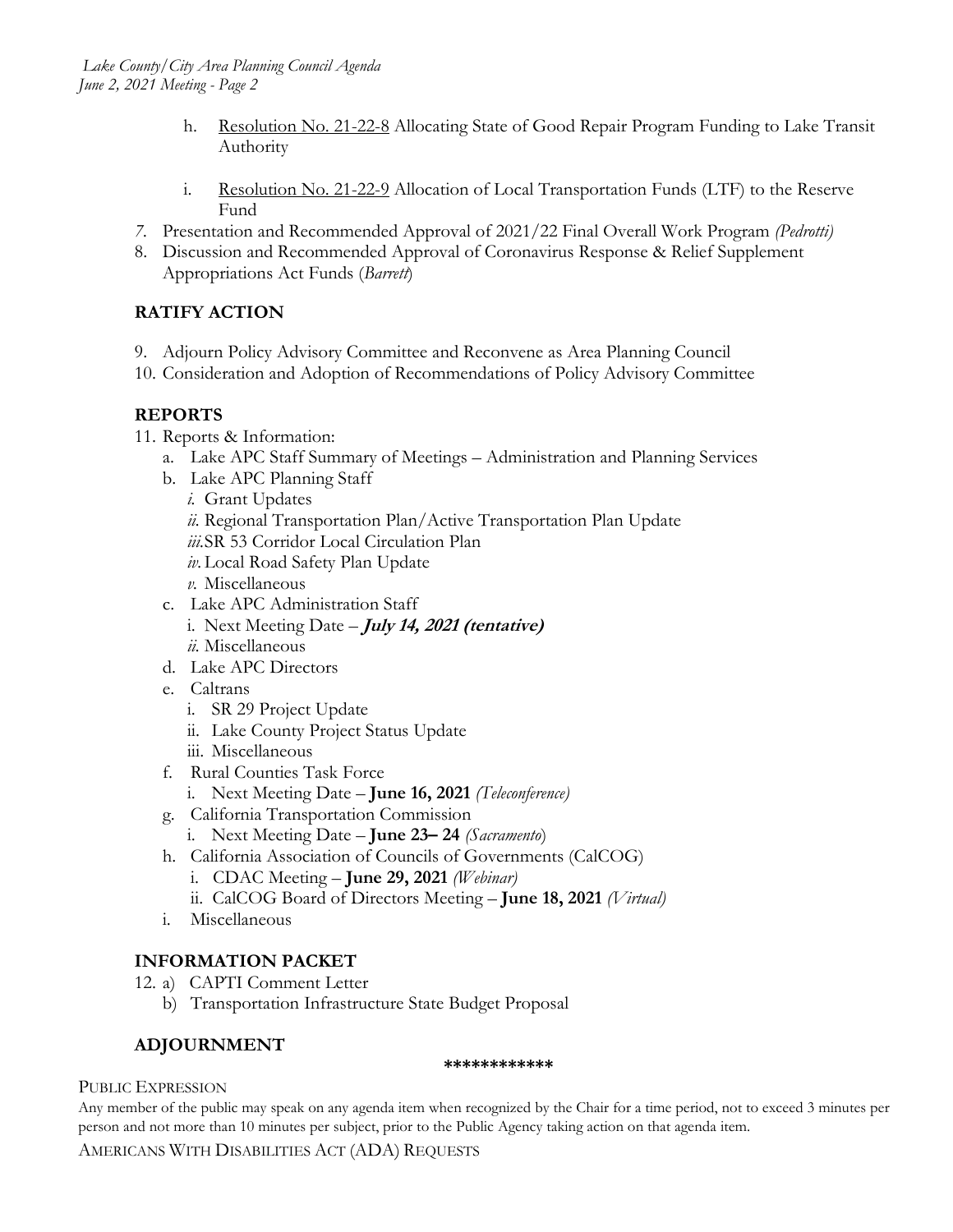h. Resolution No. 21-22-8 Allocating State of Good Repair Program Funding to Lake Transit Authority

i. Resolution No. 21-22-9 Allocation of Local Transportation Funds (LTF) to the Reserve Fund

7. Presentation and Recommended Approval of 2021/22 Final Overall Work Program *(Pedrotti)*
8. Discussion and Recommended Approval of Coronavirus Response & Relief Supplement Appropriations Act Funds (*Barrett*)

## RATIFY ACTION

9. Adjourn Policy Advisory Committee and Reconvene as Area Planning Council
10. Consideration and Adoption of Recommendations of Policy Advisory Committee

## REPORTS

11. Reports & Information:
    a. Lake APC Staff Summary of Meetings – Administration and Planning Services
    b. Lake APC Planning Staff
        *i.* Grant Updates
        *ii.* Regional Transportation Plan/Active Transportation Plan Update
        *iii.* SR 53 Corridor Local Circulation Plan
        *iv.* Local Road Safety Plan Update
        *v.* Miscellaneous
    c. Lake APC Administration Staff
        i. Next Meeting Date – ***July 14, 2021 (tentative)***
        *ii.* Miscellaneous
    d. Lake APC Directors
    e. Caltrans
        i. SR 29 Project Update
        ii. Lake County Project Status Update
        iii. Miscellaneous
    f. Rural Counties Task Force
        i. Next Meeting Date – **June 16, 2021** *(Teleconference)*
    g. California Transportation Commission
        i. Next Meeting Date – **June 23– 24** *(Sacramento)*
    h. California Association of Councils of Governments (CalCOG)
        i. CDAC Meeting – **June 29, 2021** *(Webinar)*
        ii. CalCOG Board of Directors Meeting – **June 18, 2021** *(Virtual)*
    i. Miscellaneous

## INFORMATION PACKET

12. a) CAPTI Comment Letter
    b) Transportation Infrastructure State Budget Proposal

## ADJOURNMENT

************

PUBLIC EXPRESSION

Any member of the public may speak on any agenda item when recognized by the Chair for a time period, not to exceed 3 minutes per person and not more than 10 minutes per subject, prior to the Public Agency taking action on that agenda item.

AMERICANS WITH DISABILITIES ACT (ADA) REQUESTS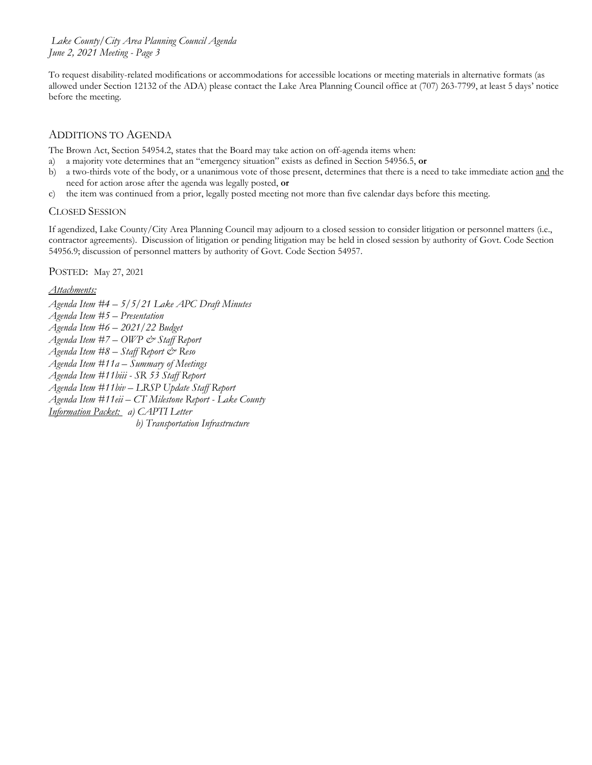To request disability-related modifications or accommodations for accessible locations or meeting materials in alternative formats (as allowed under Section 12132 of the ADA) please contact the Lake Area Planning Council office at (707) 263-7799, at least 5 days' notice before the meeting.

## Additions to Agenda

The Brown Act, Section 54954.2, states that the Board may take action on off-agenda items when:

a) a majority vote determines that an "emergency situation" exists as defined in Section 54956.5, **or**
b) a two-thirds vote of the body, or a unanimous vote of those present, determines that there is a need to take immediate action and the need for action arose after the agenda was legally posted, **or**
c) the item was continued from a prior, legally posted meeting not more than five calendar days before this meeting.

## Closed Session

If agendized, Lake County/City Area Planning Council may adjourn to a closed session to consider litigation or personnel matters (i.e., contractor agreements). Discussion of litigation or pending litigation may be held in closed session by authority of Govt. Code Section 54956.9; discussion of personnel matters by authority of Govt. Code Section 54957.

POSTED: May 27, 2021

*Attachments:*

*Agenda Item #4 – 5/5/21 Lake APC Draft Minutes*
*Agenda Item #5 – Presentation*
*Agenda Item #6 – 2021/22 Budget*
*Agenda Item #7 – OWP & Staff Report*
*Agenda Item #8 – Staff Report & Reso*
*Agenda Item #11a – Summary of Meetings*
*Agenda Item #11biii - SR 53 Staff Report*
*Agenda Item #11biv – LRSP Update Staff Report*
*Agenda Item #11eii – CT Milestone Report - Lake County*
*Information Packet: a) CAPTI Letter*
*b) Transportation Infrastructure*